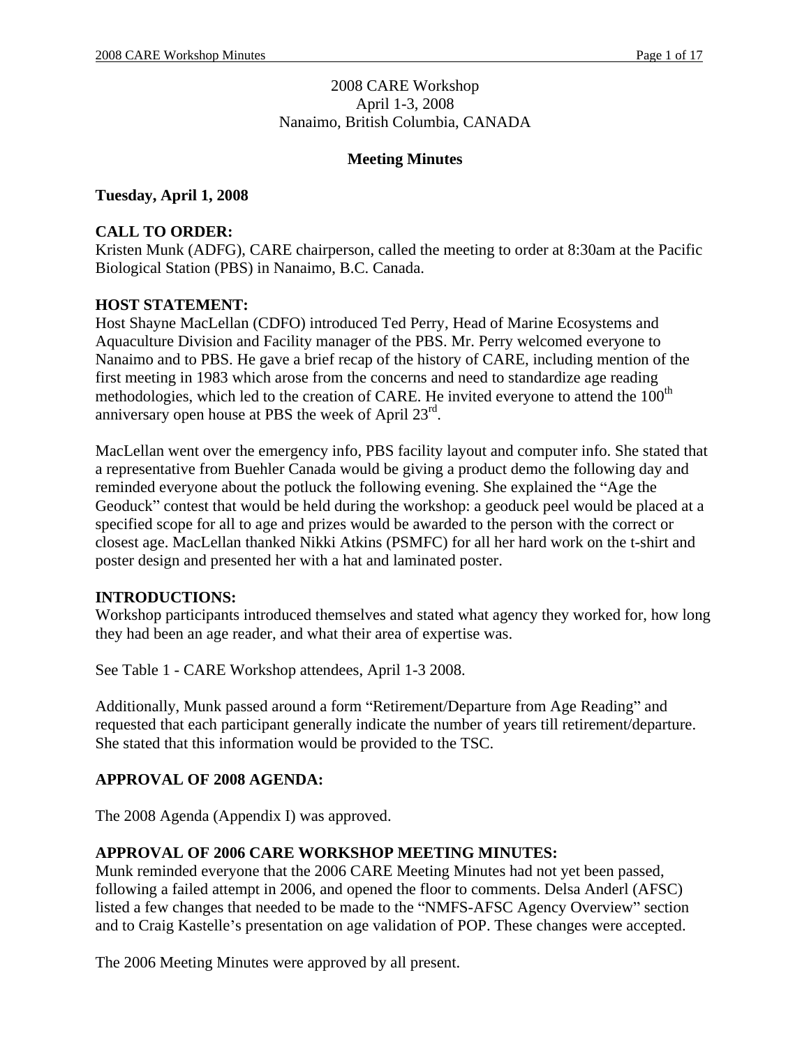2008 CARE Workshop
April 1-3, 2008
Nanaimo, British Columbia, CANADA

**Meeting Minutes**

**Tuesday, April 1, 2008**

**CALL TO ORDER:**
Kristen Munk (ADFG), CARE chairperson, called the meeting to order at 8:30am at the Pacific Biological Station (PBS) in Nanaimo, B.C. Canada.

**HOST STATEMENT:**
Host Shayne MacLellan (CDFO) introduced Ted Perry, Head of Marine Ecosystems and Aquaculture Division and Facility manager of the PBS. Mr. Perry welcomed everyone to Nanaimo and to PBS. He gave a brief recap of the history of CARE, including mention of the first meeting in 1983 which arose from the concerns and need to standardize age reading methodologies, which led to the creation of CARE. He invited everyone to attend the 100th anniversary open house at PBS the week of April 23rd.

MacLellan went over the emergency info, PBS facility layout and computer info. She stated that a representative from Buehler Canada would be giving a product demo the following day and reminded everyone about the potluck the following evening. She explained the "Age the Geoduck" contest that would be held during the workshop: a geoduck peel would be placed at a specified scope for all to age and prizes would be awarded to the person with the correct or closest age. MacLellan thanked Nikki Atkins (PSMFC) for all her hard work on the t-shirt and poster design and presented her with a hat and laminated poster.

**INTRODUCTIONS:**
Workshop participants introduced themselves and stated what agency they worked for, how long they had been an age reader, and what their area of expertise was.

See Table 1 - CARE Workshop attendees, April 1-3 2008.

Additionally, Munk passed around a form "Retirement/Departure from Age Reading" and requested that each participant generally indicate the number of years till retirement/departure. She stated that this information would be provided to the TSC.

**APPROVAL OF 2008 AGENDA:**

The 2008 Agenda (Appendix I) was approved.

**APPROVAL OF 2006 CARE WORKSHOP MEETING MINUTES:**
Munk reminded everyone that the 2006 CARE Meeting Minutes had not yet been passed, following a failed attempt in 2006, and opened the floor to comments. Delsa Anderl (AFSC) listed a few changes that needed to be made to the "NMFS-AFSC Agency Overview" section and to Craig Kastelle's presentation on age validation of POP. These changes were accepted.

The 2006 Meeting Minutes were approved by all present.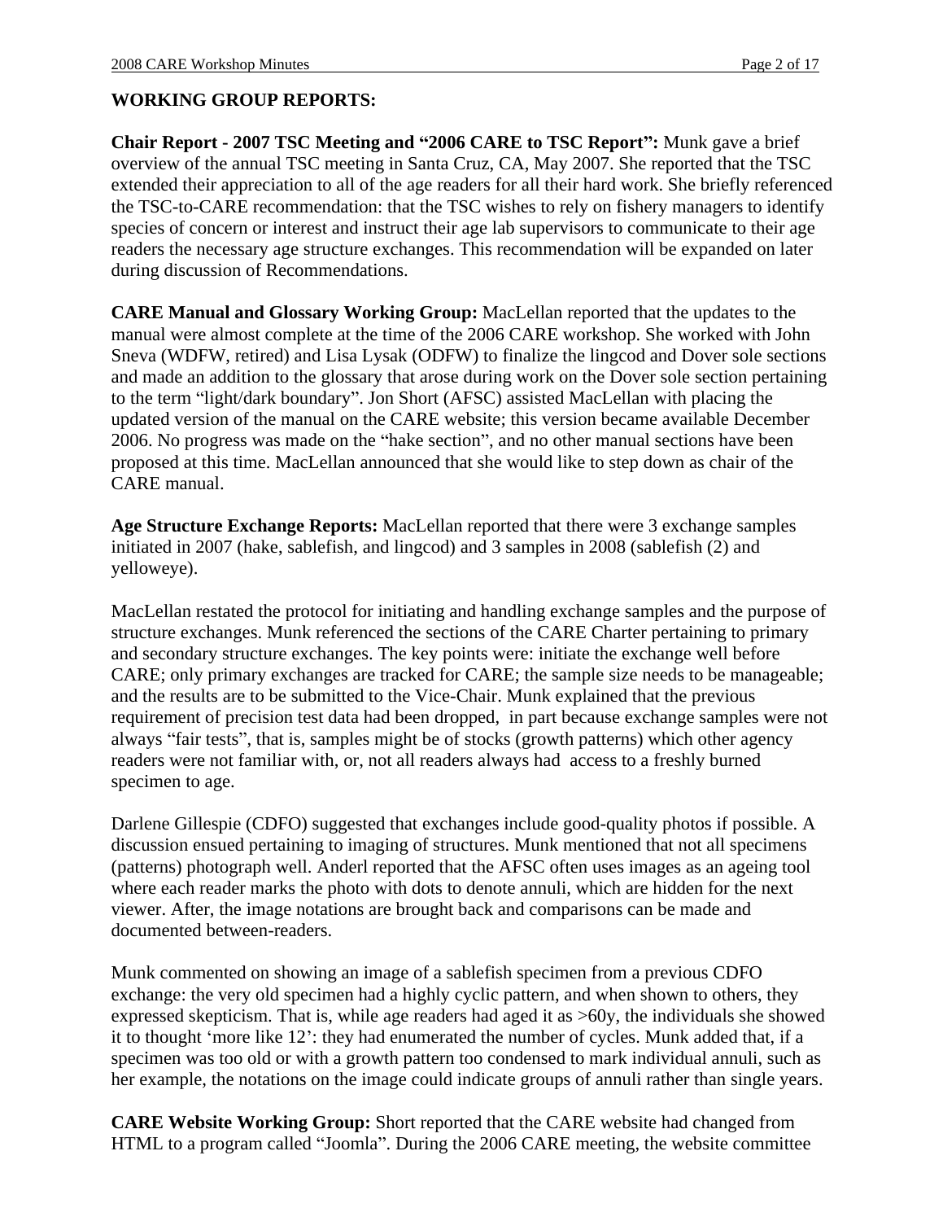**WORKING GROUP REPORTS:**

**Chair Report - 2007 TSC Meeting and "2006 CARE to TSC Report":** Munk gave a brief overview of the annual TSC meeting in Santa Cruz, CA, May 2007. She reported that the TSC extended their appreciation to all of the age readers for all their hard work. She briefly referenced the TSC-to-CARE recommendation: that the TSC wishes to rely on fishery managers to identify species of concern or interest and instruct their age lab supervisors to communicate to their age readers the necessary age structure exchanges. This recommendation will be expanded on later during discussion of Recommendations.

**CARE Manual and Glossary Working Group:** MacLellan reported that the updates to the manual were almost complete at the time of the 2006 CARE workshop. She worked with John Sneva (WDFW, retired) and Lisa Lysak (ODFW) to finalize the lingcod and Dover sole sections and made an addition to the glossary that arose during work on the Dover sole section pertaining to the term "light/dark boundary". Jon Short (AFSC) assisted MacLellan with placing the updated version of the manual on the CARE website; this version became available December 2006. No progress was made on the "hake section", and no other manual sections have been proposed at this time. MacLellan announced that she would like to step down as chair of the CARE manual.

**Age Structure Exchange Reports:** MacLellan reported that there were 3 exchange samples initiated in 2007 (hake, sablefish, and lingcod) and 3 samples in 2008 (sablefish (2) and yelloweye).

MacLellan restated the protocol for initiating and handling exchange samples and the purpose of structure exchanges. Munk referenced the sections of the CARE Charter pertaining to primary and secondary structure exchanges. The key points were: initiate the exchange well before CARE; only primary exchanges are tracked for CARE; the sample size needs to be manageable; and the results are to be submitted to the Vice-Chair. Munk explained that the previous requirement of precision test data had been dropped, in part because exchange samples were not always "fair tests", that is, samples might be of stocks (growth patterns) which other agency readers were not familiar with, or, not all readers always had access to a freshly burned specimen to age.

Darlene Gillespie (CDFO) suggested that exchanges include good-quality photos if possible. A discussion ensued pertaining to imaging of structures. Munk mentioned that not all specimens (patterns) photograph well. Anderl reported that the AFSC often uses images as an ageing tool where each reader marks the photo with dots to denote annuli, which are hidden for the next viewer. After, the image notations are brought back and comparisons can be made and documented between-readers.

Munk commented on showing an image of a sablefish specimen from a previous CDFO exchange: the very old specimen had a highly cyclic pattern, and when shown to others, they expressed skepticism. That is, while age readers had aged it as >60y, the individuals she showed it to thought 'more like 12': they had enumerated the number of cycles. Munk added that, if a specimen was too old or with a growth pattern too condensed to mark individual annuli, such as her example, the notations on the image could indicate groups of annuli rather than single years.

**CARE Website Working Group:** Short reported that the CARE website had changed from HTML to a program called "Joomla". During the 2006 CARE meeting, the website committee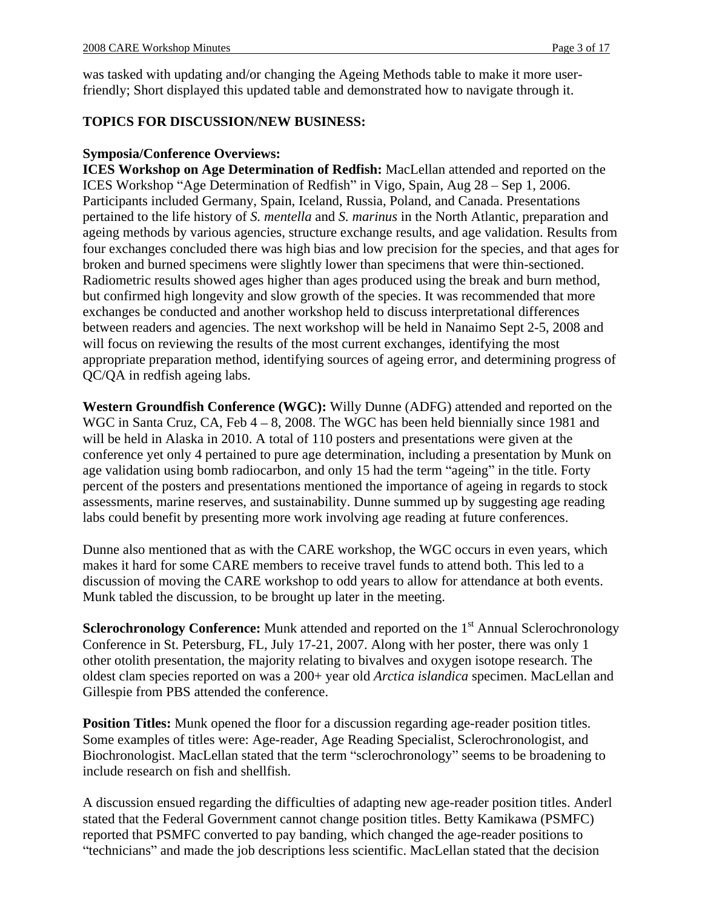was tasked with updating and/or changing the Ageing Methods table to make it more user-friendly; Short displayed this updated table and demonstrated how to navigate through it.

**TOPICS FOR DISCUSSION/NEW BUSINESS:**

**Symposia/Conference Overviews:**

**ICES Workshop on Age Determination of Redfish:** MacLellan attended and reported on the ICES Workshop "Age Determination of Redfish" in Vigo, Spain, Aug 28 – Sep 1, 2006. Participants included Germany, Spain, Iceland, Russia, Poland, and Canada. Presentations pertained to the life history of *S. mentella* and *S. marinus* in the North Atlantic, preparation and ageing methods by various agencies, structure exchange results, and age validation. Results from four exchanges concluded there was high bias and low precision for the species, and that ages for broken and burned specimens were slightly lower than specimens that were thin-sectioned. Radiometric results showed ages higher than ages produced using the break and burn method, but confirmed high longevity and slow growth of the species. It was recommended that more exchanges be conducted and another workshop held to discuss interpretational differences between readers and agencies. The next workshop will be held in Nanaimo Sept 2-5, 2008 and will focus on reviewing the results of the most current exchanges, identifying the most appropriate preparation method, identifying sources of ageing error, and determining progress of QC/QA in redfish ageing labs.

**Western Groundfish Conference (WGC):** Willy Dunne (ADFG) attended and reported on the WGC in Santa Cruz, CA, Feb 4 – 8, 2008. The WGC has been held biennially since 1981 and will be held in Alaska in 2010. A total of 110 posters and presentations were given at the conference yet only 4 pertained to pure age determination, including a presentation by Munk on age validation using bomb radiocarbon, and only 15 had the term "ageing" in the title. Forty percent of the posters and presentations mentioned the importance of ageing in regards to stock assessments, marine reserves, and sustainability. Dunne summed up by suggesting age reading labs could benefit by presenting more work involving age reading at future conferences.

Dunne also mentioned that as with the CARE workshop, the WGC occurs in even years, which makes it hard for some CARE members to receive travel funds to attend both. This led to a discussion of moving the CARE workshop to odd years to allow for attendance at both events. Munk tabled the discussion, to be brought up later in the meeting.

**Sclerochronology Conference:** Munk attended and reported on the 1st Annual Sclerochronology Conference in St. Petersburg, FL, July 17-21, 2007. Along with her poster, there was only 1 other otolith presentation, the majority relating to bivalves and oxygen isotope research. The oldest clam species reported on was a 200+ year old *Arctica islandica* specimen. MacLellan and Gillespie from PBS attended the conference.

**Position Titles:** Munk opened the floor for a discussion regarding age-reader position titles. Some examples of titles were: Age-reader, Age Reading Specialist, Sclerochronologist, and Biochronologist. MacLellan stated that the term "sclerochronology" seems to be broadening to include research on fish and shellfish.

A discussion ensued regarding the difficulties of adapting new age-reader position titles. Anderl stated that the Federal Government cannot change position titles. Betty Kamikawa (PSMFC) reported that PSMFC converted to pay banding, which changed the age-reader positions to "technicians" and made the job descriptions less scientific. MacLellan stated that the decision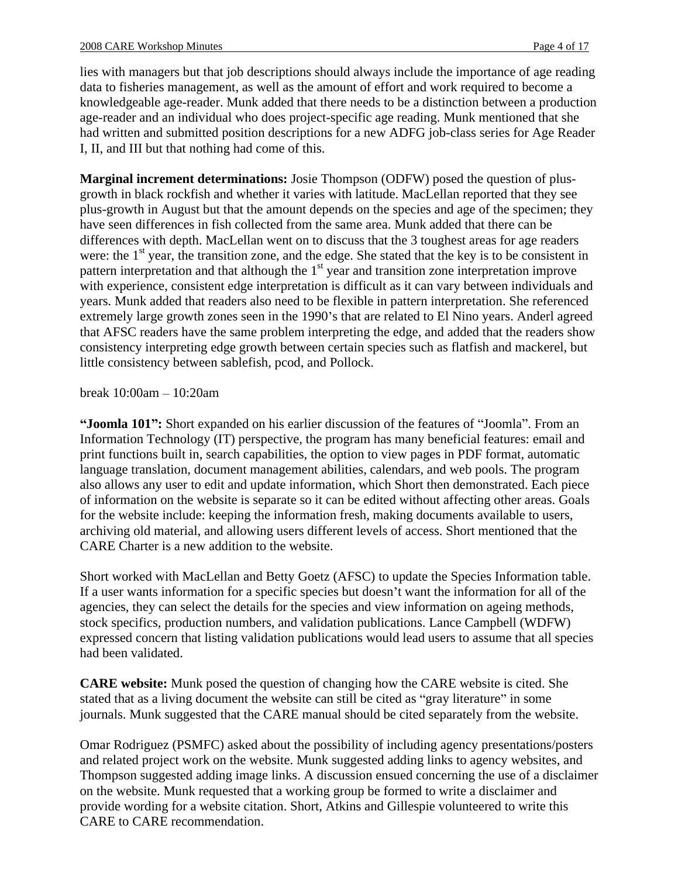lies with managers but that job descriptions should always include the importance of age reading data to fisheries management, as well as the amount of effort and work required to become a knowledgeable age-reader. Munk added that there needs to be a distinction between a production age-reader and an individual who does project-specific age reading. Munk mentioned that she had written and submitted position descriptions for a new ADFG job-class series for Age Reader I, II, and III but that nothing had come of this.

**Marginal increment determinations:** Josie Thompson (ODFW) posed the question of plus-growth in black rockfish and whether it varies with latitude. MacLellan reported that they see plus-growth in August but that the amount depends on the species and age of the specimen; they have seen differences in fish collected from the same area. Munk added that there can be differences with depth. MacLellan went on to discuss that the 3 toughest areas for age readers were: the 1st year, the transition zone, and the edge. She stated that the key is to be consistent in pattern interpretation and that although the 1st year and transition zone interpretation improve with experience, consistent edge interpretation is difficult as it can vary between individuals and years. Munk added that readers also need to be flexible in pattern interpretation. She referenced extremely large growth zones seen in the 1990's that are related to El Nino years. Anderl agreed that AFSC readers have the same problem interpreting the edge, and added that the readers show consistency interpreting edge growth between certain species such as flatfish and mackerel, but little consistency between sablefish, pcod, and Pollock.

break 10:00am – 10:20am

**"Joomla 101":** Short expanded on his earlier discussion of the features of "Joomla". From an Information Technology (IT) perspective, the program has many beneficial features: email and print functions built in, search capabilities, the option to view pages in PDF format, automatic language translation, document management abilities, calendars, and web pools. The program also allows any user to edit and update information, which Short then demonstrated. Each piece of information on the website is separate so it can be edited without affecting other areas. Goals for the website include: keeping the information fresh, making documents available to users, archiving old material, and allowing users different levels of access. Short mentioned that the CARE Charter is a new addition to the website.

Short worked with MacLellan and Betty Goetz (AFSC) to update the Species Information table. If a user wants information for a specific species but doesn't want the information for all of the agencies, they can select the details for the species and view information on ageing methods, stock specifics, production numbers, and validation publications. Lance Campbell (WDFW) expressed concern that listing validation publications would lead users to assume that all species had been validated.

**CARE website:** Munk posed the question of changing how the CARE website is cited. She stated that as a living document the website can still be cited as "gray literature" in some journals. Munk suggested that the CARE manual should be cited separately from the website.

Omar Rodriguez (PSMFC) asked about the possibility of including agency presentations/posters and related project work on the website. Munk suggested adding links to agency websites, and Thompson suggested adding image links. A discussion ensued concerning the use of a disclaimer on the website. Munk requested that a working group be formed to write a disclaimer and provide wording for a website citation. Short, Atkins and Gillespie volunteered to write this CARE to CARE recommendation.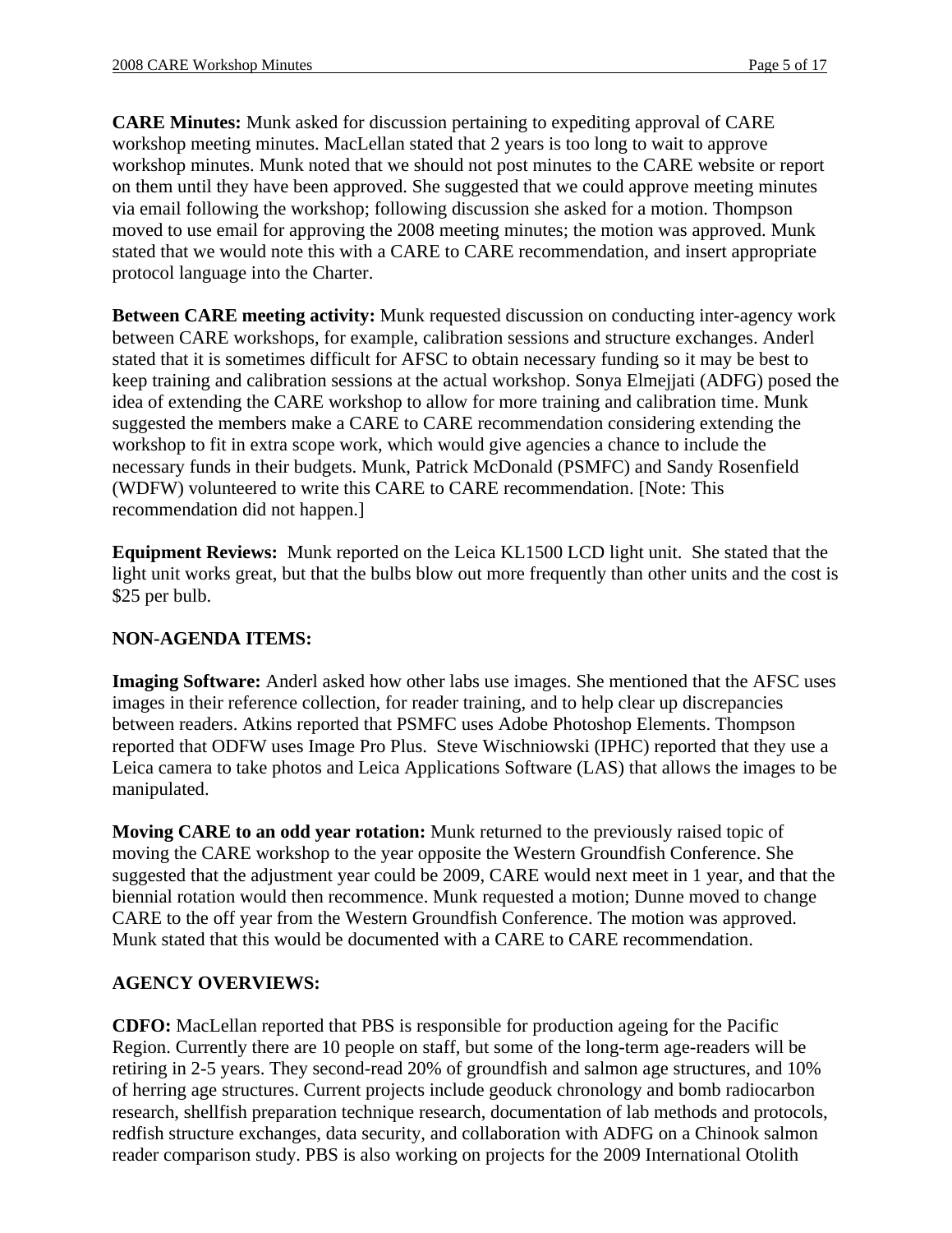**CARE Minutes:** Munk asked for discussion pertaining to expediting approval of CARE workshop meeting minutes. MacLellan stated that 2 years is too long to wait to approve workshop minutes. Munk noted that we should not post minutes to the CARE website or report on them until they have been approved. She suggested that we could approve meeting minutes via email following the workshop; following discussion she asked for a motion. Thompson moved to use email for approving the 2008 meeting minutes; the motion was approved. Munk stated that we would note this with a CARE to CARE recommendation, and insert appropriate protocol language into the Charter.

**Between CARE meeting activity:** Munk requested discussion on conducting inter-agency work between CARE workshops, for example, calibration sessions and structure exchanges. Anderl stated that it is sometimes difficult for AFSC to obtain necessary funding so it may be best to keep training and calibration sessions at the actual workshop. Sonya Elmejjati (ADFG) posed the idea of extending the CARE workshop to allow for more training and calibration time. Munk suggested the members make a CARE to CARE recommendation considering extending the workshop to fit in extra scope work, which would give agencies a chance to include the necessary funds in their budgets. Munk, Patrick McDonald (PSMFC) and Sandy Rosenfield (WDFW) volunteered to write this CARE to CARE recommendation. [Note: This recommendation did not happen.]

**Equipment Reviews:** Munk reported on the Leica KL1500 LCD light unit. She stated that the light unit works great, but that the bulbs blow out more frequently than other units and the cost is $25 per bulb.

**NON-AGENDA ITEMS:**

**Imaging Software:** Anderl asked how other labs use images. She mentioned that the AFSC uses images in their reference collection, for reader training, and to help clear up discrepancies between readers. Atkins reported that PSMFC uses Adobe Photoshop Elements. Thompson reported that ODFW uses Image Pro Plus. Steve Wischniowski (IPHC) reported that they use a Leica camera to take photos and Leica Applications Software (LAS) that allows the images to be manipulated.

**Moving CARE to an odd year rotation:** Munk returned to the previously raised topic of moving the CARE workshop to the year opposite the Western Groundfish Conference. She suggested that the adjustment year could be 2009, CARE would next meet in 1 year, and that the biennial rotation would then recommence. Munk requested a motion; Dunne moved to change CARE to the off year from the Western Groundfish Conference. The motion was approved. Munk stated that this would be documented with a CARE to CARE recommendation.

**AGENCY OVERVIEWS:**

**CDFO:** MacLellan reported that PBS is responsible for production ageing for the Pacific Region. Currently there are 10 people on staff, but some of the long-term age-readers will be retiring in 2-5 years. They second-read 20% of groundfish and salmon age structures, and 10% of herring age structures. Current projects include geoduck chronology and bomb radiocarbon research, shellfish preparation technique research, documentation of lab methods and protocols, redfish structure exchanges, data security, and collaboration with ADFG on a Chinook salmon reader comparison study. PBS is also working on projects for the 2009 International Otolith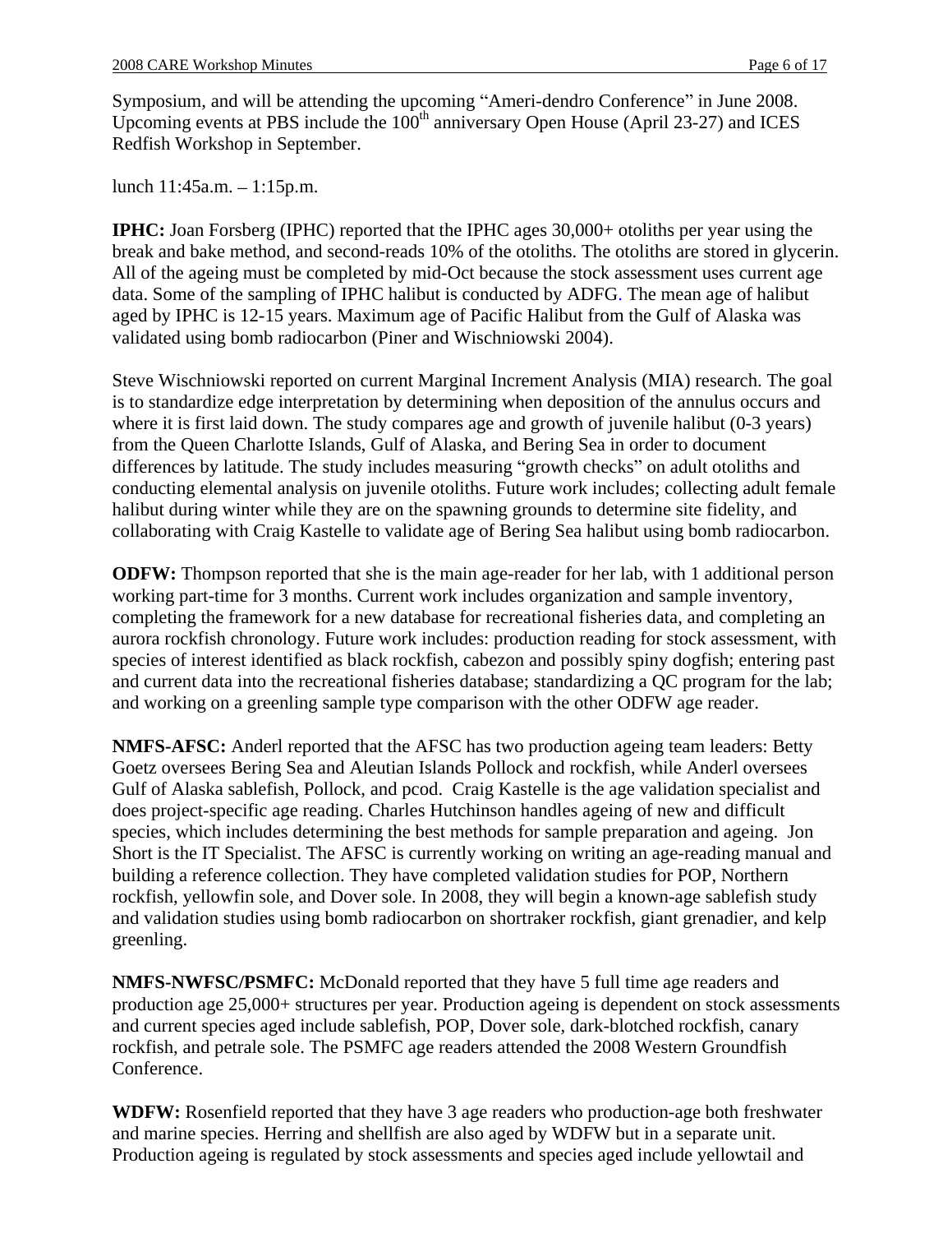Symposium, and will be attending the upcoming “Ameri-dendro Conference” in June 2008. Upcoming events at PBS include the 100th anniversary Open House (April 23-27) and ICES Redfish Workshop in September.

lunch 11:45a.m. – 1:15p.m.

**IPHC:** Joan Forsberg (IPHC) reported that the IPHC ages 30,000+ otoliths per year using the break and bake method, and second-reads 10% of the otoliths. The otoliths are stored in glycerin. All of the ageing must be completed by mid-Oct because the stock assessment uses current age data. Some of the sampling of IPHC halibut is conducted by ADFG. The mean age of halibut aged by IPHC is 12-15 years. Maximum age of Pacific Halibut from the Gulf of Alaska was validated using bomb radiocarbon (Piner and Wischniowski 2004).

Steve Wischniowski reported on current Marginal Increment Analysis (MIA) research. The goal is to standardize edge interpretation by determining when deposition of the annulus occurs and where it is first laid down. The study compares age and growth of juvenile halibut (0-3 years) from the Queen Charlotte Islands, Gulf of Alaska, and Bering Sea in order to document differences by latitude. The study includes measuring “growth checks” on adult otoliths and conducting elemental analysis on juvenile otoliths. Future work includes; collecting adult female halibut during winter while they are on the spawning grounds to determine site fidelity, and collaborating with Craig Kastelle to validate age of Bering Sea halibut using bomb radiocarbon.

**ODFW:** Thompson reported that she is the main age-reader for her lab, with 1 additional person working part-time for 3 months. Current work includes organization and sample inventory, completing the framework for a new database for recreational fisheries data, and completing an aurora rockfish chronology. Future work includes: production reading for stock assessment, with species of interest identified as black rockfish, cabezon and possibly spiny dogfish; entering past and current data into the recreational fisheries database; standardizing a QC program for the lab; and working on a greenling sample type comparison with the other ODFW age reader.

**NMFS-AFSC:** Anderl reported that the AFSC has two production ageing team leaders: Betty Goetz oversees Bering Sea and Aleutian Islands Pollock and rockfish, while Anderl oversees Gulf of Alaska sablefish, Pollock, and pcod. Craig Kastelle is the age validation specialist and does project-specific age reading. Charles Hutchinson handles ageing of new and difficult species, which includes determining the best methods for sample preparation and ageing. Jon Short is the IT Specialist. The AFSC is currently working on writing an age-reading manual and building a reference collection. They have completed validation studies for POP, Northern rockfish, yellowfin sole, and Dover sole. In 2008, they will begin a known-age sablefish study and validation studies using bomb radiocarbon on shortraker rockfish, giant grenadier, and kelp greenling.

**NMFS-NWFSC/PSMFC:** McDonald reported that they have 5 full time age readers and production age 25,000+ structures per year. Production ageing is dependent on stock assessments and current species aged include sablefish, POP, Dover sole, dark-blotched rockfish, canary rockfish, and petrale sole. The PSMFC age readers attended the 2008 Western Groundfish Conference.

**WDFW:** Rosenfield reported that they have 3 age readers who production-age both freshwater and marine species. Herring and shellfish are also aged by WDFW but in a separate unit. Production ageing is regulated by stock assessments and species aged include yellowtail and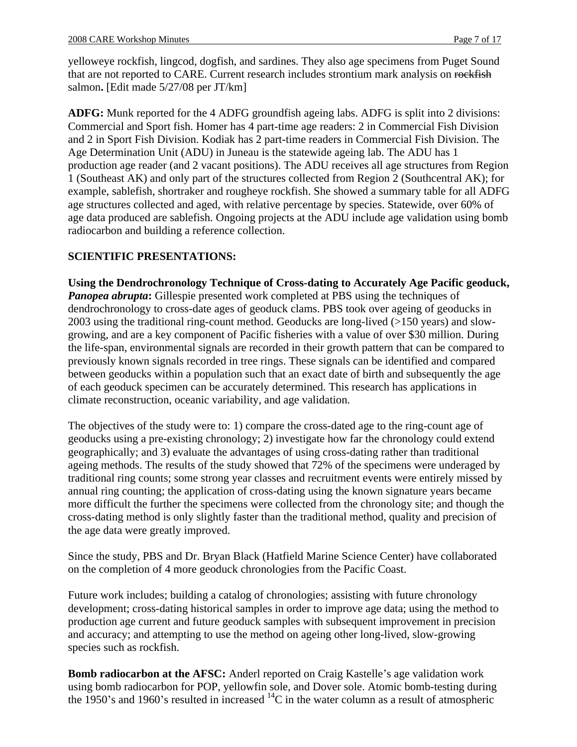yelloweye rockfish, lingcod, dogfish, and sardines. They also age specimens from Puget Sound that are not reported to CARE. Current research includes strontium mark analysis on ~~rockfish~~ salmon**.** [Edit made 5/27/08 per JT/km]

**ADFG:** Munk reported for the 4 ADFG groundfish ageing labs. ADFG is split into 2 divisions: Commercial and Sport fish. Homer has 4 part-time age readers: 2 in Commercial Fish Division and 2 in Sport Fish Division. Kodiak has 2 part-time readers in Commercial Fish Division. The Age Determination Unit (ADU) in Juneau is the statewide ageing lab. The ADU has 1 production age reader (and 2 vacant positions). The ADU receives all age structures from Region 1 (Southeast AK) and only part of the structures collected from Region 2 (Southcentral AK); for example, sablefish, shortraker and rougheye rockfish. She showed a summary table for all ADFG age structures collected and aged, with relative percentage by species. Statewide, over 60% of age data produced are sablefish. Ongoing projects at the ADU include age validation using bomb radiocarbon and building a reference collection.

## SCIENTIFIC PRESENTATIONS:

**Using the Dendrochronology Technique of Cross-dating to Accurately Age Pacific geoduck, *Panopea abrupta*:** Gillespie presented work completed at PBS using the techniques of dendrochronology to cross-date ages of geoduck clams. PBS took over ageing of geoducks in 2003 using the traditional ring-count method. Geoducks are long-lived (>150 years) and slow-growing, and are a key component of Pacific fisheries with a value of over $30 million. During the life-span, environmental signals are recorded in their growth pattern that can be compared to previously known signals recorded in tree rings. These signals can be identified and compared between geoducks within a population such that an exact date of birth and subsequently the age of each geoduck specimen can be accurately determined. This research has applications in climate reconstruction, oceanic variability, and age validation.

The objectives of the study were to: 1) compare the cross-dated age to the ring-count age of geoducks using a pre-existing chronology; 2) investigate how far the chronology could extend geographically; and 3) evaluate the advantages of using cross-dating rather than traditional ageing methods. The results of the study showed that 72% of the specimens were underaged by traditional ring counts; some strong year classes and recruitment events were entirely missed by annual ring counting; the application of cross-dating using the known signature years became more difficult the further the specimens were collected from the chronology site; and though the cross-dating method is only slightly faster than the traditional method, quality and precision of the age data were greatly improved.

Since the study, PBS and Dr. Bryan Black (Hatfield Marine Science Center) have collaborated on the completion of 4 more geoduck chronologies from the Pacific Coast.

Future work includes; building a catalog of chronologies; assisting with future chronology development; cross-dating historical samples in order to improve age data; using the method to production age current and future geoduck samples with subsequent improvement in precision and accuracy; and attempting to use the method on ageing other long-lived, slow-growing species such as rockfish.

**Bomb radiocarbon at the AFSC:** Anderl reported on Craig Kastelle's age validation work using bomb radiocarbon for POP, yellowfin sole, and Dover sole. Atomic bomb-testing during the 1950's and 1960's resulted in increased $^{14}C$ in the water column as a result of atmospheric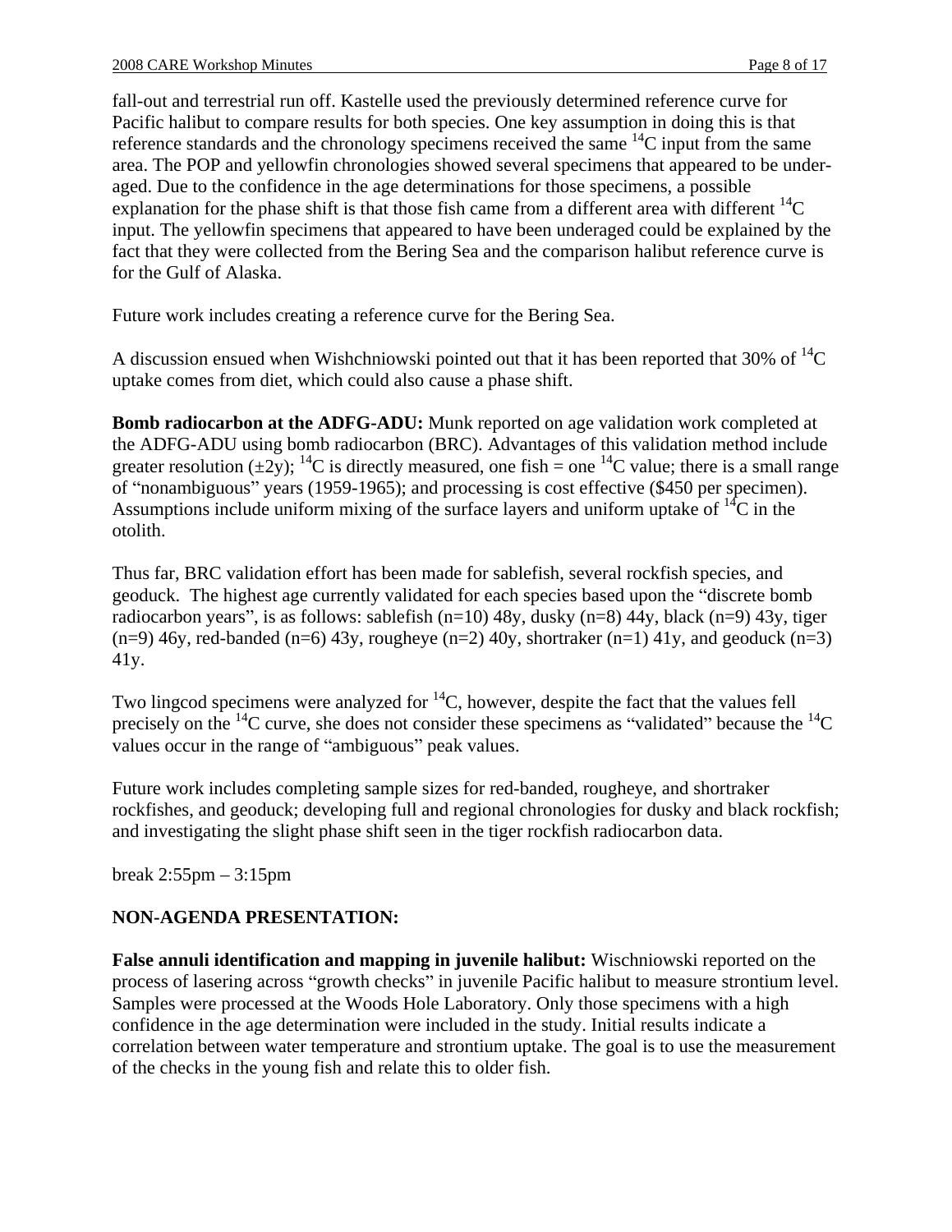fall-out and terrestrial run off. Kastelle used the previously determined reference curve for Pacific halibut to compare results for both species. One key assumption in doing this is that reference standards and the chronology specimens received the same $^{14}C$ input from the same area. The POP and yellowfin chronologies showed several specimens that appeared to be under-aged. Due to the confidence in the age determinations for those specimens, a possible explanation for the phase shift is that those fish came from a different area with different $^{14}C$ input. The yellowfin specimens that appeared to have been underaged could be explained by the fact that they were collected from the Bering Sea and the comparison halibut reference curve is for the Gulf of Alaska.

Future work includes creating a reference curve for the Bering Sea.

A discussion ensued when Wishchniowski pointed out that it has been reported that 30% of $^{14}C$ uptake comes from diet, which could also cause a phase shift.

**Bomb radiocarbon at the ADFG-ADU:** Munk reported on age validation work completed at the ADFG-ADU using bomb radiocarbon (BRC). Advantages of this validation method include greater resolution (±2y); $^{14}C$ is directly measured, one fish = one $^{14}C$ value; there is a small range of "nonambiguous" years (1959-1965); and processing is cost effective ($450 per specimen). Assumptions include uniform mixing of the surface layers and uniform uptake of $^{14}C$ in the otolith.

Thus far, BRC validation effort has been made for sablefish, several rockfish species, and geoduck. The highest age currently validated for each species based upon the "discrete bomb radiocarbon years", is as follows: sablefish (n=10) 48y, dusky (n=8) 44y, black (n=9) 43y, tiger (n=9) 46y, red-banded (n=6) 43y, rougheye (n=2) 40y, shortraker (n=1) 41y, and geoduck (n=3) 41y.

Two lingcod specimens were analyzed for $^{14}C$, however, despite the fact that the values fell precisely on the $^{14}C$ curve, she does not consider these specimens as "validated" because the $^{14}C$ values occur in the range of "ambiguous" peak values.

Future work includes completing sample sizes for red-banded, rougheye, and shortraker rockfishes, and geoduck; developing full and regional chronologies for dusky and black rockfish; and investigating the slight phase shift seen in the tiger rockfish radiocarbon data.

break 2:55pm – 3:15pm

**NON-AGENDA PRESENTATION:**

**False annuli identification and mapping in juvenile halibut:** Wischniowski reported on the process of lasering across "growth checks" in juvenile Pacific halibut to measure strontium level. Samples were processed at the Woods Hole Laboratory. Only those specimens with a high confidence in the age determination were included in the study. Initial results indicate a correlation between water temperature and strontium uptake. The goal is to use the measurement of the checks in the young fish and relate this to older fish.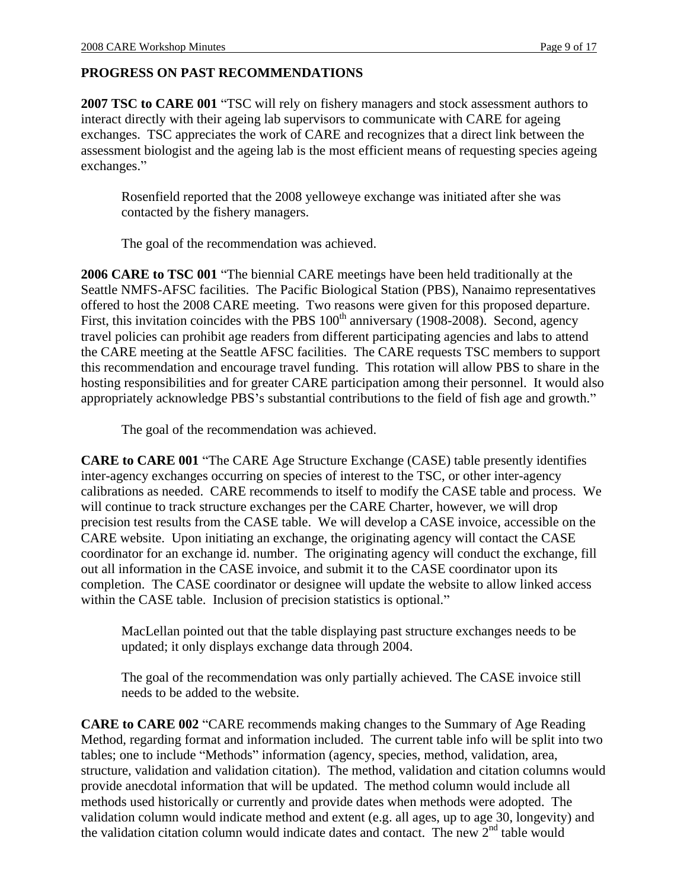## PROGRESS ON PAST RECOMMENDATIONS

**2007 TSC to CARE 001** "TSC will rely on fishery managers and stock assessment authors to interact directly with their ageing lab supervisors to communicate with CARE for ageing exchanges. TSC appreciates the work of CARE and recognizes that a direct link between the assessment biologist and the ageing lab is the most efficient means of requesting species ageing exchanges."

> Rosenfield reported that the 2008 yelloweye exchange was initiated after she was contacted by the fishery managers.
>
> The goal of the recommendation was achieved.

**2006 CARE to TSC 001** "The biennial CARE meetings have been held traditionally at the Seattle NMFS-AFSC facilities. The Pacific Biological Station (PBS), Nanaimo representatives offered to host the 2008 CARE meeting. Two reasons were given for this proposed departure. First, this invitation coincides with the PBS 100th anniversary (1908-2008). Second, agency travel policies can prohibit age readers from different participating agencies and labs to attend the CARE meeting at the Seattle AFSC facilities. The CARE requests TSC members to support this recommendation and encourage travel funding. This rotation will allow PBS to share in the hosting responsibilities and for greater CARE participation among their personnel. It would also appropriately acknowledge PBS's substantial contributions to the field of fish age and growth."

> The goal of the recommendation was achieved.

**CARE to CARE 001** "The CARE Age Structure Exchange (CASE) table presently identifies inter-agency exchanges occurring on species of interest to the TSC, or other inter-agency calibrations as needed. CARE recommends to itself to modify the CASE table and process. We will continue to track structure exchanges per the CARE Charter, however, we will drop precision test results from the CASE table. We will develop a CASE invoice, accessible on the CARE website. Upon initiating an exchange, the originating agency will contact the CASE coordinator for an exchange id. number. The originating agency will conduct the exchange, fill out all information in the CASE invoice, and submit it to the CASE coordinator upon its completion. The CASE coordinator or designee will update the website to allow linked access within the CASE table. Inclusion of precision statistics is optional."

> MacLellan pointed out that the table displaying past structure exchanges needs to be updated; it only displays exchange data through 2004.
>
> The goal of the recommendation was only partially achieved. The CASE invoice still needs to be added to the website.

**CARE to CARE 002** "CARE recommends making changes to the Summary of Age Reading Method, regarding format and information included. The current table info will be split into two tables; one to include "Methods" information (agency, species, method, validation, area, structure, validation and validation citation). The method, validation and citation columns would provide anecdotal information that will be updated. The method column would include all methods used historically or currently and provide dates when methods were adopted. The validation column would indicate method and extent (e.g. all ages, up to age 30, longevity) and the validation citation column would indicate dates and contact. The new 2nd table would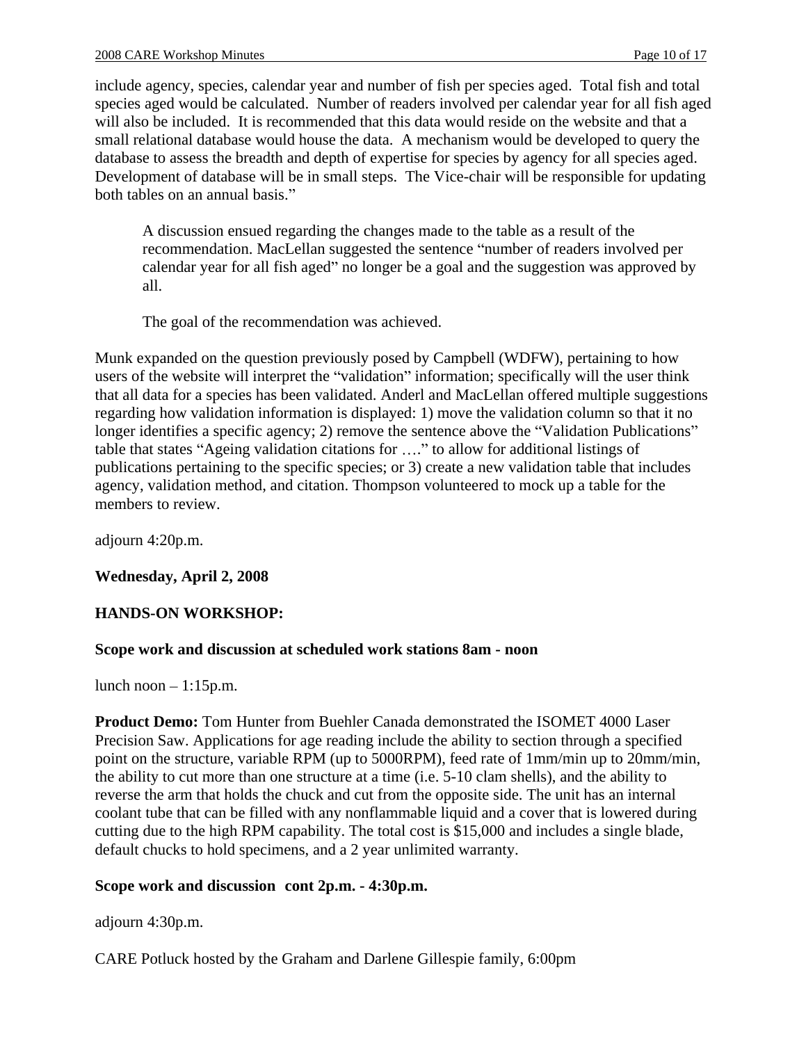include agency, species, calendar year and number of fish per species aged. Total fish and total species aged would be calculated. Number of readers involved per calendar year for all fish aged will also be included. It is recommended that this data would reside on the website and that a small relational database would house the data. A mechanism would be developed to query the database to assess the breadth and depth of expertise for species by agency for all species aged. Development of database will be in small steps. The Vice-chair will be responsible for updating both tables on an annual basis."

> A discussion ensued regarding the changes made to the table as a result of the recommendation. MacLellan suggested the sentence "number of readers involved per calendar year for all fish aged" no longer be a goal and the suggestion was approved by all.
>
> The goal of the recommendation was achieved.

Munk expanded on the question previously posed by Campbell (WDFW), pertaining to how users of the website will interpret the "validation" information; specifically will the user think that all data for a species has been validated. Anderl and MacLellan offered multiple suggestions regarding how validation information is displayed: 1) move the validation column so that it no longer identifies a specific agency; 2) remove the sentence above the "Validation Publications" table that states "Ageing validation citations for …." to allow for additional listings of publications pertaining to the specific species; or 3) create a new validation table that includes agency, validation method, and citation. Thompson volunteered to mock up a table for the members to review.

adjourn 4:20p.m.

**Wednesday, April 2, 2008**

**HANDS-ON WORKSHOP:**

**Scope work and discussion at scheduled work stations 8am - noon**

lunch noon – 1:15p.m.

**Product Demo:** Tom Hunter from Buehler Canada demonstrated the ISOMET 4000 Laser Precision Saw. Applications for age reading include the ability to section through a specified point on the structure, variable RPM (up to 5000RPM), feed rate of 1mm/min up to 20mm/min, the ability to cut more than one structure at a time (i.e. 5-10 clam shells), and the ability to reverse the arm that holds the chuck and cut from the opposite side. The unit has an internal coolant tube that can be filled with any nonflammable liquid and a cover that is lowered during cutting due to the high RPM capability. The total cost is $15,000 and includes a single blade, default chucks to hold specimens, and a 2 year unlimited warranty.

**Scope work and discussion cont 2p.m. - 4:30p.m.**

adjourn 4:30p.m.

CARE Potluck hosted by the Graham and Darlene Gillespie family, 6:00pm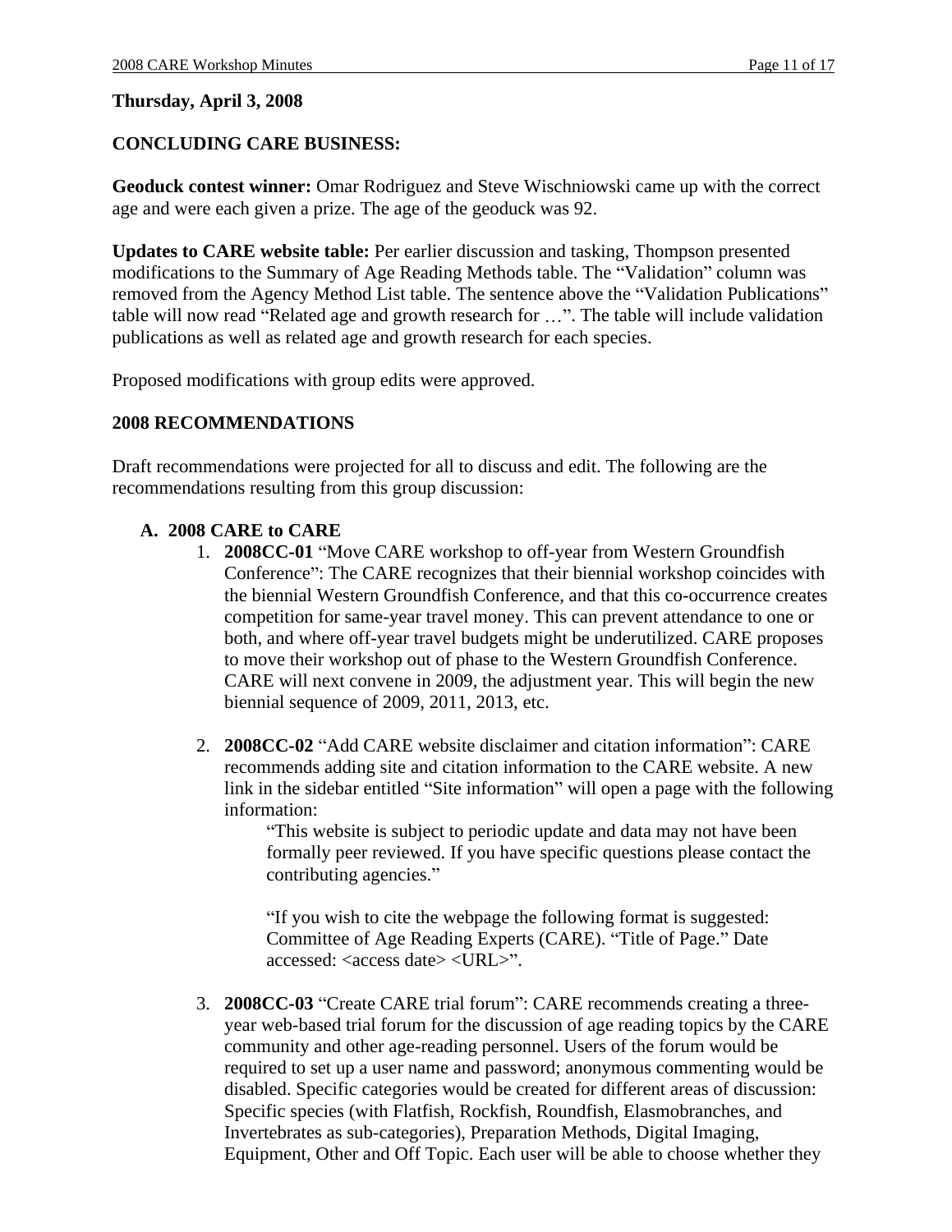**Thursday, April 3, 2008**

**CONCLUDING CARE BUSINESS:**

**Geoduck contest winner:** Omar Rodriguez and Steve Wischniowski came up with the correct age and were each given a prize. The age of the geoduck was 92.

**Updates to CARE website table:** Per earlier discussion and tasking, Thompson presented modifications to the Summary of Age Reading Methods table. The "Validation" column was removed from the Agency Method List table. The sentence above the "Validation Publications" table will now read "Related age and growth research for …". The table will include validation publications as well as related age and growth research for each species.

Proposed modifications with group edits were approved.

**2008 RECOMMENDATIONS**

Draft recommendations were projected for all to discuss and edit. The following are the recommendations resulting from this group discussion:

**A. 2008 CARE to CARE**

1. **2008CC-01** "Move CARE workshop to off-year from Western Groundfish Conference": The CARE recognizes that their biennial workshop coincides with the biennial Western Groundfish Conference, and that this co-occurrence creates competition for same-year travel money. This can prevent attendance to one or both, and where off-year travel budgets might be underutilized. CARE proposes to move their workshop out of phase to the Western Groundfish Conference. CARE will next convene in 2009, the adjustment year. This will begin the new biennial sequence of 2009, 2011, 2013, etc.

2. **2008CC-02** "Add CARE website disclaimer and citation information": CARE recommends adding site and citation information to the CARE website. A new link in the sidebar entitled "Site information" will open a page with the following information:

   "This website is subject to periodic update and data may not have been formally peer reviewed. If you have specific questions please contact the contributing agencies."

   "If you wish to cite the webpage the following format is suggested: Committee of Age Reading Experts (CARE). "Title of Page." Date accessed: <access date> <URL>".

3. **2008CC-03** "Create CARE trial forum": CARE recommends creating a three-year web-based trial forum for the discussion of age reading topics by the CARE community and other age-reading personnel. Users of the forum would be required to set up a user name and password; anonymous commenting would be disabled. Specific categories would be created for different areas of discussion: Specific species (with Flatfish, Rockfish, Roundfish, Elasmobranches, and Invertebrates as sub-categories), Preparation Methods, Digital Imaging, Equipment, Other and Off Topic. Each user will be able to choose whether they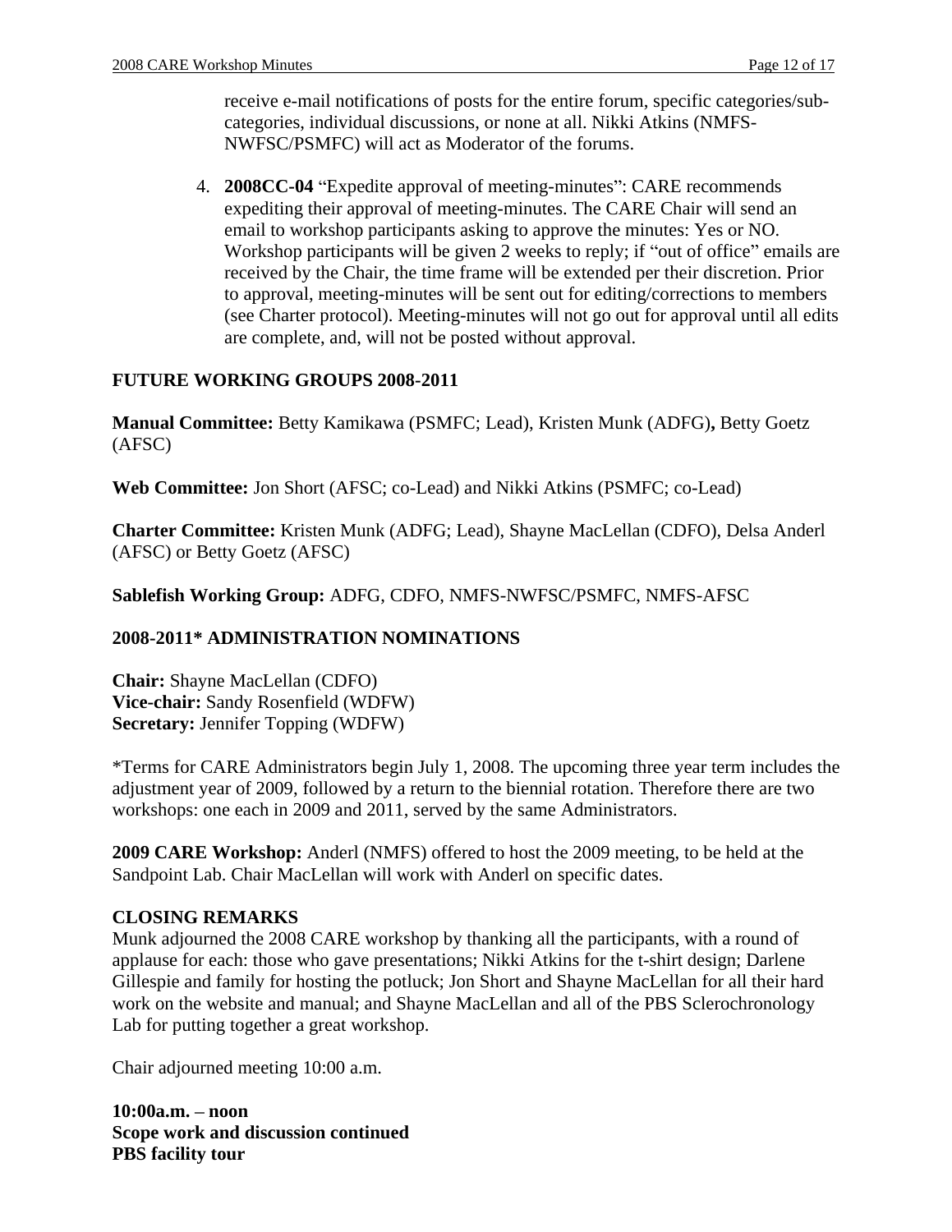receive e-mail notifications of posts for the entire forum, specific categories/sub-categories, individual discussions, or none at all. Nikki Atkins (NMFS-NWFSC/PSMFC) will act as Moderator of the forums.

4. **2008CC-04** "Expedite approval of meeting-minutes": CARE recommends expediting their approval of meeting-minutes. The CARE Chair will send an email to workshop participants asking to approve the minutes: Yes or NO. Workshop participants will be given 2 weeks to reply; if "out of office" emails are received by the Chair, the time frame will be extended per their discretion. Prior to approval, meeting-minutes will be sent out for editing/corrections to members (see Charter protocol). Meeting-minutes will not go out for approval until all edits are complete, and, will not be posted without approval.

**FUTURE WORKING GROUPS 2008-2011**

**Manual Committee:** Betty Kamikawa (PSMFC; Lead), Kristen Munk (ADFG)**,** Betty Goetz (AFSC)

**Web Committee:** Jon Short (AFSC; co-Lead) and Nikki Atkins (PSMFC; co-Lead)

**Charter Committee:** Kristen Munk (ADFG; Lead), Shayne MacLellan (CDFO), Delsa Anderl (AFSC) or Betty Goetz (AFSC)

**Sablefish Working Group:** ADFG, CDFO, NMFS-NWFSC/PSMFC, NMFS-AFSC

**2008-2011* ADMINISTRATION NOMINATIONS**

**Chair:** Shayne MacLellan (CDFO)
**Vice-chair:** Sandy Rosenfield (WDFW)
**Secretary:** Jennifer Topping (WDFW)

*Terms for CARE Administrators begin July 1, 2008. The upcoming three year term includes the adjustment year of 2009, followed by a return to the biennial rotation. Therefore there are two workshops: one each in 2009 and 2011, served by the same Administrators.

**2009 CARE Workshop:** Anderl (NMFS) offered to host the 2009 meeting, to be held at the Sandpoint Lab. Chair MacLellan will work with Anderl on specific dates.

**CLOSING REMARKS**
Munk adjourned the 2008 CARE workshop by thanking all the participants, with a round of applause for each: those who gave presentations; Nikki Atkins for the t-shirt design; Darlene Gillespie and family for hosting the potluck; Jon Short and Shayne MacLellan for all their hard work on the website and manual; and Shayne MacLellan and all of the PBS Sclerochronology Lab for putting together a great workshop.

Chair adjourned meeting 10:00 a.m.

**10:00a.m. – noon**
**Scope work and discussion continued**
**PBS facility tour**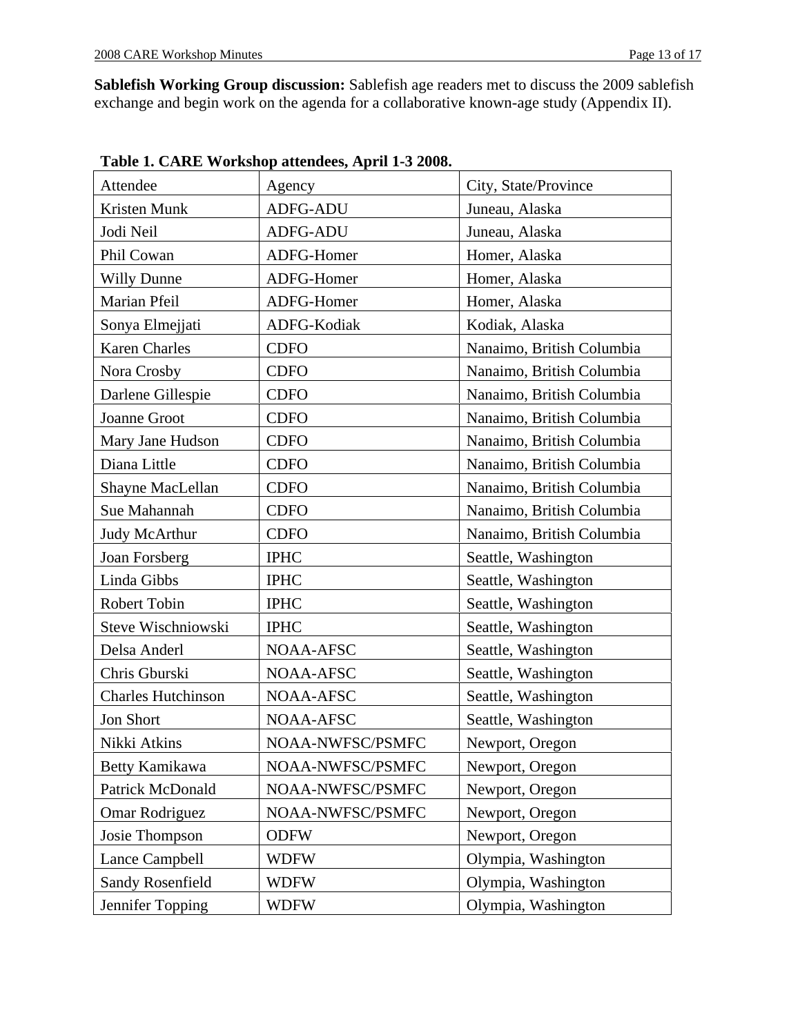**Sablefish Working Group discussion:** Sablefish age readers met to discuss the 2009 sablefish exchange and begin work on the agenda for a collaborative known-age study (Appendix II).

**Table 1. CARE Workshop attendees, April 1-3 2008.**

| Attendee | Agency | City, State/Province |
|---|---|---|
| Kristen Munk | ADFG-ADU | Juneau, Alaska |
| Jodi Neil | ADFG-ADU | Juneau, Alaska |
| Phil Cowan | ADFG-Homer | Homer, Alaska |
| Willy Dunne | ADFG-Homer | Homer, Alaska |
| Marian Pfeil | ADFG-Homer | Homer, Alaska |
| Sonya Elmejjati | ADFG-Kodiak | Kodiak, Alaska |
| Karen Charles | CDFO | Nanaimo, British Columbia |
| Nora Crosby | CDFO | Nanaimo, British Columbia |
| Darlene Gillespie | CDFO | Nanaimo, British Columbia |
| Joanne Groot | CDFO | Nanaimo, British Columbia |
| Mary Jane Hudson | CDFO | Nanaimo, British Columbia |
| Diana Little | CDFO | Nanaimo, British Columbia |
| Shayne MacLellan | CDFO | Nanaimo, British Columbia |
| Sue Mahannah | CDFO | Nanaimo, British Columbia |
| Judy McArthur | CDFO | Nanaimo, British Columbia |
| Joan Forsberg | IPHC | Seattle, Washington |
| Linda Gibbs | IPHC | Seattle, Washington |
| Robert Tobin | IPHC | Seattle, Washington |
| Steve Wischniowski | IPHC | Seattle, Washington |
| Delsa Anderl | NOAA-AFSC | Seattle, Washington |
| Chris Gburski | NOAA-AFSC | Seattle, Washington |
| Charles Hutchinson | NOAA-AFSC | Seattle, Washington |
| Jon Short | NOAA-AFSC | Seattle, Washington |
| Nikki Atkins | NOAA-NWFSC/PSMFC | Newport, Oregon |
| Betty Kamikawa | NOAA-NWFSC/PSMFC | Newport, Oregon |
| Patrick McDonald | NOAA-NWFSC/PSMFC | Newport, Oregon |
| Omar Rodriguez | NOAA-NWFSC/PSMFC | Newport, Oregon |
| Josie Thompson | ODFW | Newport, Oregon |
| Lance Campbell | WDFW | Olympia, Washington |
| Sandy Rosenfield | WDFW | Olympia, Washington |
| Jennifer Topping | WDFW | Olympia, Washington |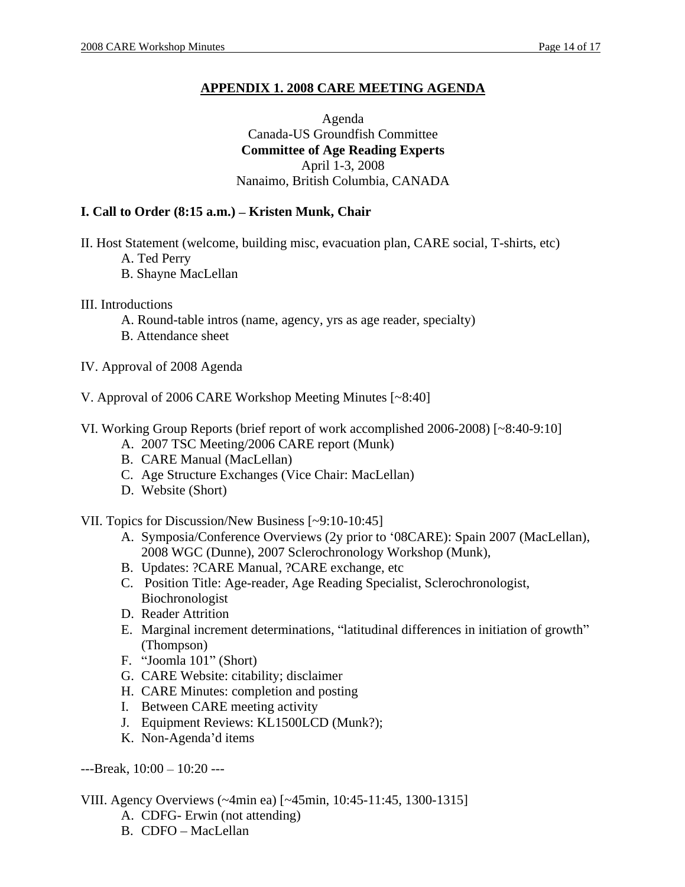## APPENDIX 1. 2008 CARE MEETING AGENDA

Agenda
Canada-US Groundfish Committee
**Committee of Age Reading Experts**
April 1-3, 2008
Nanaimo, British Columbia, CANADA

**I. Call to Order (8:15 a.m.) – Kristen Munk, Chair**

II. Host Statement (welcome, building misc, evacuation plan, CARE social, T-shirts, etc)

- A. Ted Perry
- B. Shayne MacLellan

III. Introductions

- A. Round-table intros (name, agency, yrs as age reader, specialty)
- B. Attendance sheet

IV. Approval of 2008 Agenda

V. Approval of 2006 CARE Workshop Meeting Minutes [~8:40]

VI. Working Group Reports (brief report of work accomplished 2006-2008) [~8:40-9:10]

- A. 2007 TSC Meeting/2006 CARE report (Munk)
- B. CARE Manual (MacLellan)
- C. Age Structure Exchanges (Vice Chair: MacLellan)
- D. Website (Short)

VII. Topics for Discussion/New Business [~9:10-10:45]

- A. Symposia/Conference Overviews (2y prior to '08CARE): Spain 2007 (MacLellan), 2008 WGC (Dunne), 2007 Sclerochronology Workshop (Munk),
- B. Updates: ?CARE Manual, ?CARE exchange, etc
- C. Position Title: Age-reader, Age Reading Specialist, Sclerochronologist, Biochronologist
- D. Reader Attrition
- E. Marginal increment determinations, "latitudinal differences in initiation of growth" (Thompson)
- F. "Joomla 101" (Short)
- G. CARE Website: citability; disclaimer
- H. CARE Minutes: completion and posting
- I. Between CARE meeting activity
- J. Equipment Reviews: KL1500LCD (Munk?);
- K. Non-Agenda'd items

---Break, 10:00 – 10:20 ---

VIII. Agency Overviews (~4min ea) [~45min, 10:45-11:45, 1300-1315]

- A. CDFG- Erwin (not attending)
- B. CDFO – MacLellan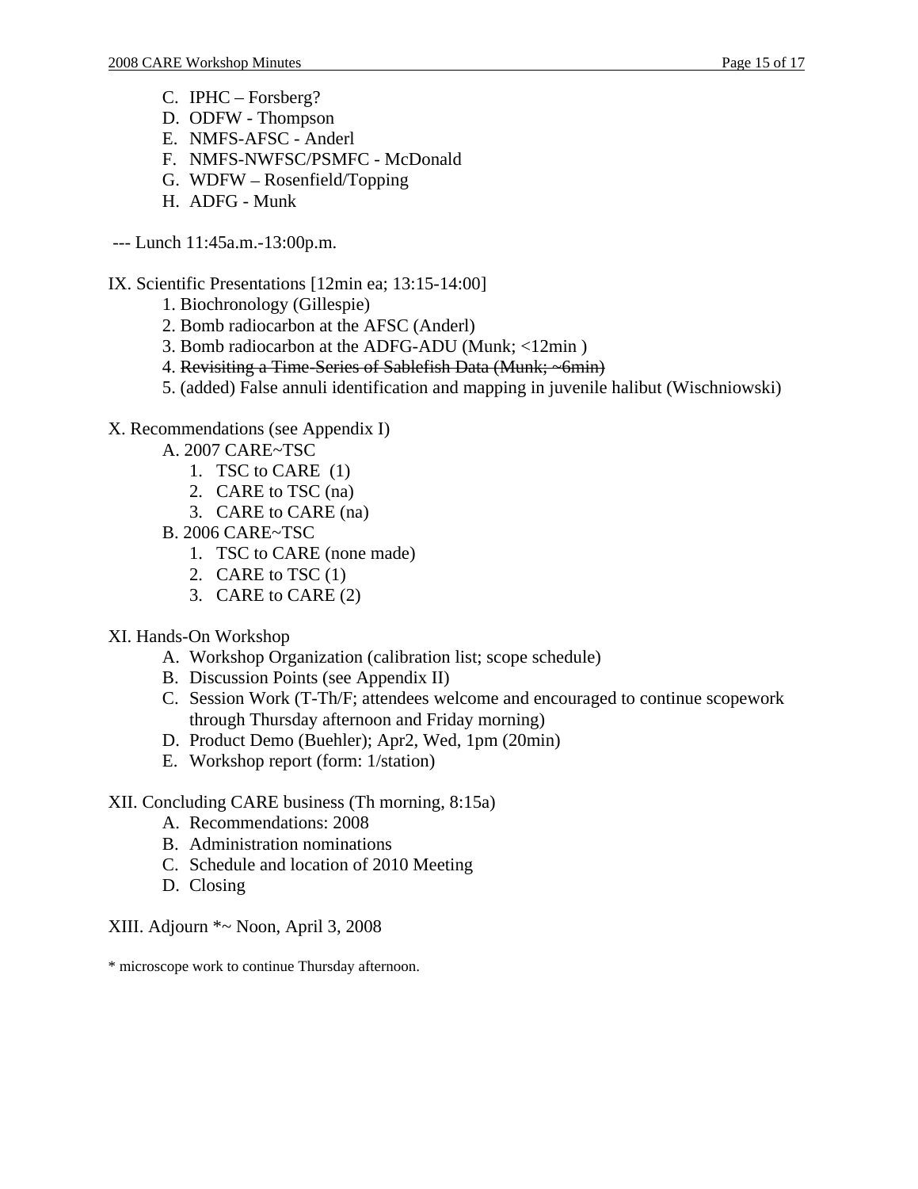C. IPHC – Forsberg?
D. ODFW - Thompson
E. NMFS-AFSC - Anderl
F. NMFS-NWFSC/PSMFC - McDonald
G. WDFW – Rosenfield/Topping
H. ADFG - Munk

--- Lunch 11:45a.m.-13:00p.m.

IX. Scientific Presentations [12min ea; 13:15-14:00]

1. Biochronology (Gillespie)
2. Bomb radiocarbon at the AFSC (Anderl)
3. Bomb radiocarbon at the ADFG-ADU (Munk; <12min )
4. ~~Revisiting a Time-Series of Sablefish Data (Munk; ~6min)~~
5. (added) False annuli identification and mapping in juvenile halibut (Wischniowski)

X. Recommendations (see Appendix I)

A. 2007 CARE~TSC
   1. TSC to CARE (1)
   2. CARE to TSC (na)
   3. CARE to CARE (na)

B. 2006 CARE~TSC
   1. TSC to CARE (none made)
   2. CARE to TSC (1)
   3. CARE to CARE (2)

XI. Hands-On Workshop

A. Workshop Organization (calibration list; scope schedule)
B. Discussion Points (see Appendix II)
C. Session Work (T-Th/F; attendees welcome and encouraged to continue scopework through Thursday afternoon and Friday morning)
D. Product Demo (Buehler); Apr2, Wed, 1pm (20min)
E. Workshop report (form: 1/station)

XII. Concluding CARE business (Th morning, 8:15a)

A. Recommendations: 2008
B. Administration nominations
C. Schedule and location of 2010 Meeting
D. Closing

XIII. Adjourn *~ Noon, April 3, 2008

* microscope work to continue Thursday afternoon.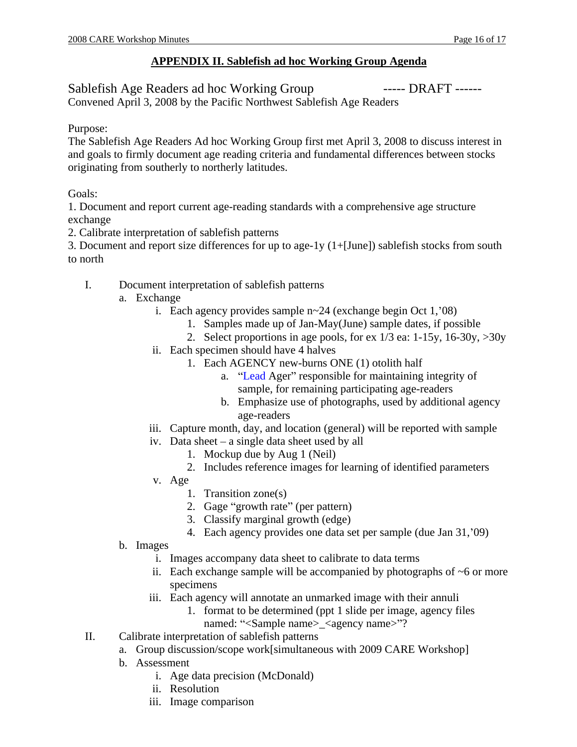## APPENDIX II. Sablefish ad hoc Working Group Agenda

Sablefish Age Readers ad hoc Working Group ----- DRAFT ------
Convened April 3, 2008 by the Pacific Northwest Sablefish Age Readers

Purpose:
The Sablefish Age Readers Ad hoc Working Group first met April 3, 2008 to discuss interest in and goals to firmly document age reading criteria and fundamental differences between stocks originating from southerly to northerly latitudes.

Goals:
1. Document and report current age-reading standards with a comprehensive age structure exchange
2. Calibrate interpretation of sablefish patterns
3. Document and report size differences for up to age-1y (1+[June]) sablefish stocks from south to north

I. Document interpretation of sablefish patterns
   a. Exchange
      i. Each agency provides sample n~24 (exchange begin Oct 1,'08)
         1. Samples made up of Jan-May(June) sample dates, if possible
         2. Select proportions in age pools, for ex 1/3 ea: 1-15y, 16-30y, >30y
      ii. Each specimen should have 4 halves
         1. Each AGENCY new-burns ONE (1) otolith half
            a. "Lead Ager" responsible for maintaining integrity of sample, for remaining participating age-readers
            b. Emphasize use of photographs, used by additional agency age-readers
      iii. Capture month, day, and location (general) will be reported with sample
      iv. Data sheet – a single data sheet used by all
         1. Mockup due by Aug 1 (Neil)
         2. Includes reference images for learning of identified parameters
      v. Age
         1. Transition zone(s)
         2. Gage "growth rate" (per pattern)
         3. Classify marginal growth (edge)
         4. Each agency provides one data set per sample (due Jan 31,'09)
   b. Images
      i. Images accompany data sheet to calibrate to data terms
      ii. Each exchange sample will be accompanied by photographs of ~6 or more specimens
      iii. Each agency will annotate an unmarked image with their annuli
         1. format to be determined (ppt 1 slide per image, agency files named: "<Sample name>_<agency name>"?

II. Calibrate interpretation of sablefish patterns
   a. Group discussion/scope work[simultaneous with 2009 CARE Workshop]
   b. Assessment
      i. Age data precision (McDonald)
      ii. Resolution
      iii. Image comparison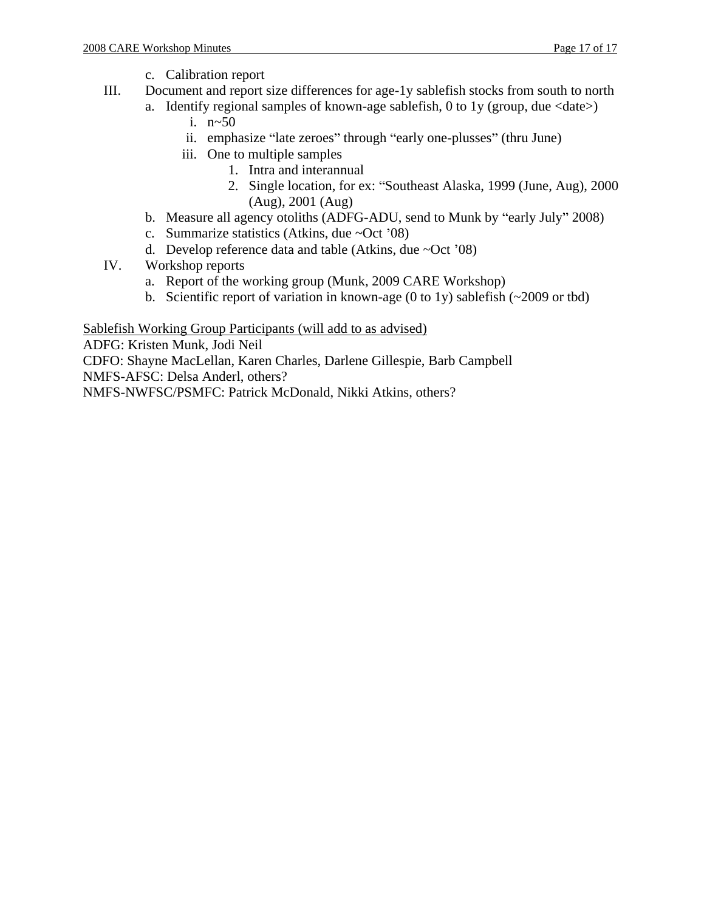c. Calibration report

III. Document and report size differences for age-1y sablefish stocks from south to north
   a. Identify regional samples of known-age sablefish, 0 to 1y (group, due <date>)
      i. n~50
      ii. emphasize "late zeroes" through "early one-plusses" (thru June)
      iii. One to multiple samples
         1. Intra and interannual
         2. Single location, for ex: "Southeast Alaska, 1999 (June, Aug), 2000 (Aug), 2001 (Aug)
   b. Measure all agency otoliths (ADFG-ADU, send to Munk by "early July" 2008)
   c. Summarize statistics (Atkins, due ~Oct '08)
   d. Develop reference data and table (Atkins, due ~Oct '08)

IV. Workshop reports
   a. Report of the working group (Munk, 2009 CARE Workshop)
   b. Scientific report of variation in known-age (0 to 1y) sablefish (~2009 or tbd)

<u>Sablefish Working Group Participants (will add to as advised)</u>

ADFG: Kristen Munk, Jodi Neil  
CDFO: Shayne MacLellan, Karen Charles, Darlene Gillespie, Barb Campbell  
NMFS-AFSC: Delsa Anderl, others?  
NMFS-NWFSC/PSMFC: Patrick McDonald, Nikki Atkins, others?